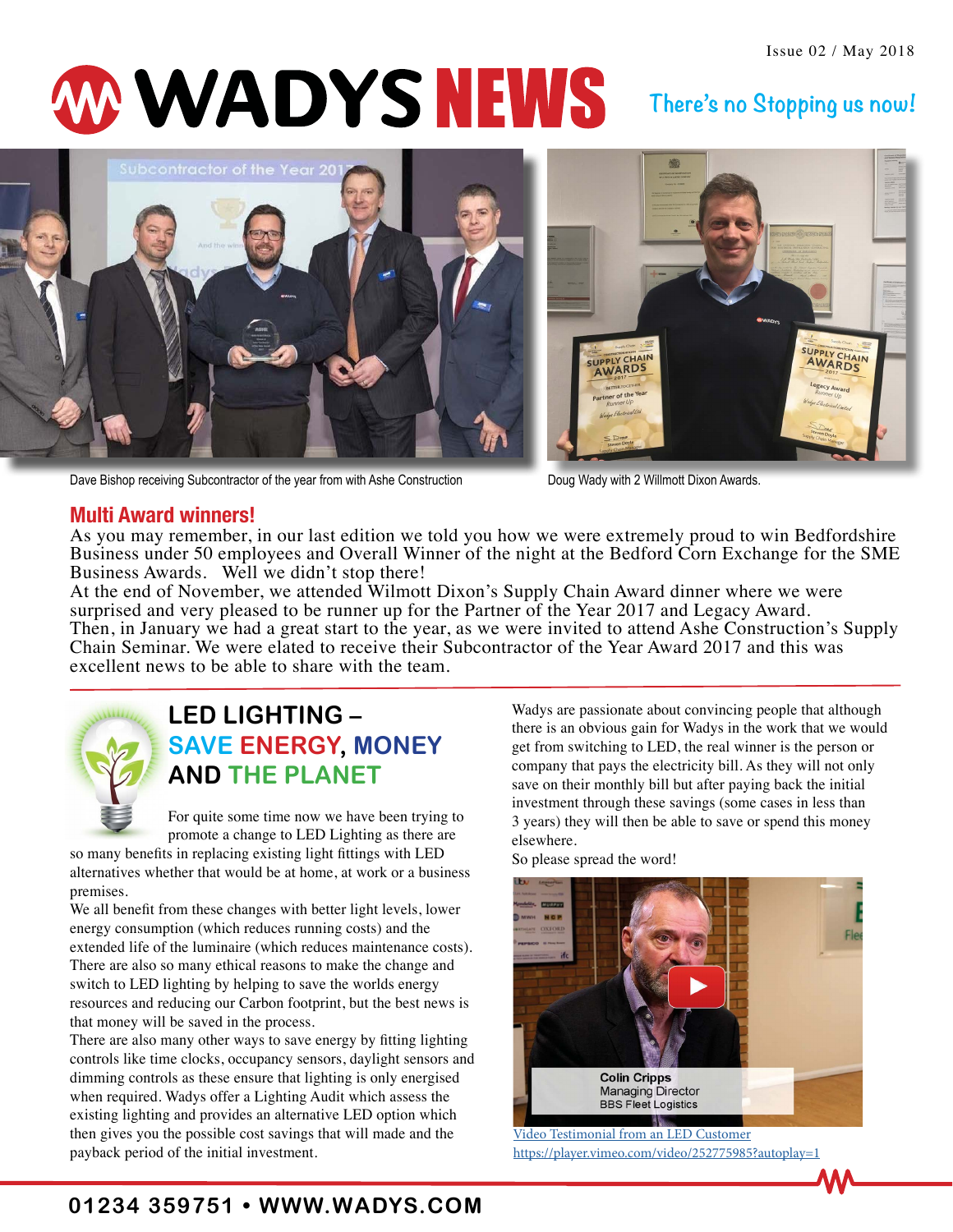Issue 02 / May 2018

# WADYS NEWS

There's no Stopping us now!

Dave Bishop receiving Subcontractor of the year from with Ashe Construction

Doug Wady with 2 Willmott Dixon Awards.

## Multi Award winners!

As you may remember, in our last edition we told you how we were extremely proud to win Bedfordshire Business under 50 employees and Overall Winner of the night at the Bedford Corn Exchange for the SME Business Awards. Well we didn't stop there!

At the end of November, we attended Wilmott Dixon's Supply Chain Award dinner where we were surprised and very pleased to be runner up for the Partner of the Year 2017 and Legacy Award.

Then, in January we had a great start to the year, as we were invited to attend Ashe Construction's Supply Chain Seminar. We were elated to receive their Subcontractor of the Year Award 2017 and this was excellent news to be able to share with the team.

## LED LIGHTING – SAVE ENERGY, MONEY AND THE PLANET

For quite some time now we have been trying to promote a change to LED Lighting as there are so many benefits in replacing existing light fittings with LED alternatives whether that would be at home, at work or a business premises.

We all benefit from these changes with better light levels, lower energy consumption (which reduces running costs) and the extended life of the luminaire (which reduces maintenance costs). There are also so many ethical reasons to make the change and switch to LED lighting by helping to save the worlds energy resources and reducing our Carbon footprint, but the best news is that money will be saved in the process.

There are also many other ways to save energy by fitting lighting controls like time clocks, occupancy sensors, daylight sensors and dimming controls as these ensure that lighting is only energised when required. Wadys offer a Lighting Audit which assess the existing lighting and provides an alternative LED option which then gives you the possible cost savings that will made and the payback period of the initial investment.

Wadys are passionate about convincing people that although there is an obvious gain for Wadys in the work that we would get from switching to LED, the real winner is the person or company that pays the electricity bill. As they will not only save on their monthly bill but after paying back the initial investment through these savings (some cases in less than 3 years) they will then be able to save or spend this money elsewhere.

So please spread the word!

Colin Cripps
Managing Director
BBS Fleet Logistics

Video Testimonial from an LED Customer
https://player.vimeo.com/video/252775985?autoplay=1

01234 359751 • WWW.WADYS.COM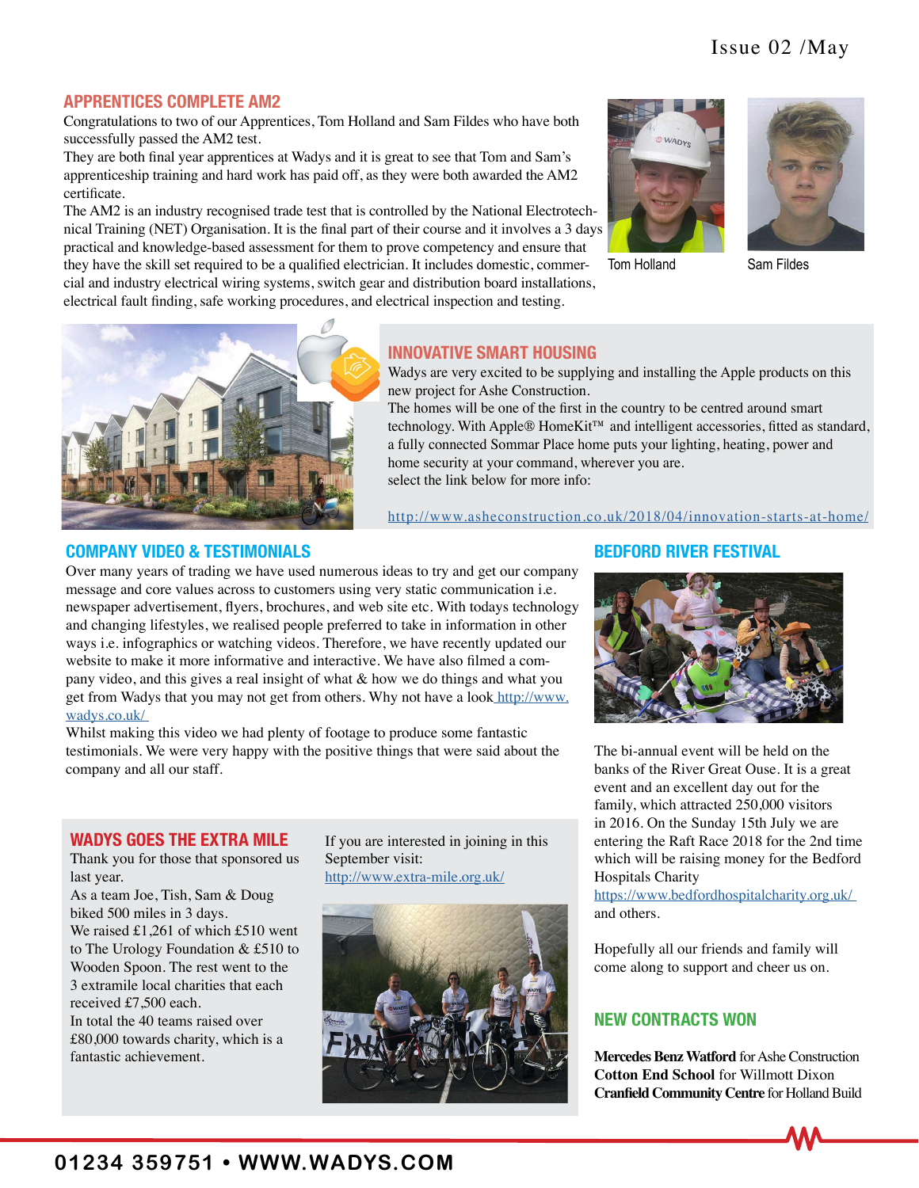## APPRENTICES COMPLETE AM2

Congratulations to two of our Apprentices, Tom Holland and Sam Fildes who have both successfully passed the AM2 test.

They are both final year apprentices at Wadys and it is great to see that Tom and Sam's apprenticeship training and hard work has paid off, as they were both awarded the AM2 certificate.

The AM2 is an industry recognised trade test that is controlled by the National Electrotechnical Training (NET) Organisation. It is the final part of their course and it involves a 3 days practical and knowledge-based assessment for them to prove competency and ensure that they have the skill set required to be a qualified electrician. It includes domestic, commercial and industry electrical wiring systems, switch gear and distribution board installations, electrical fault finding, safe working procedures, and electrical inspection and testing.

Tom Holland

Sam Fildes

## INNOVATIVE SMART HOUSING

Wadys are very excited to be supplying and installing the Apple products on this new project for Ashe Construction.

The homes will be one of the first in the country to be centred around smart technology. With Apple® HomeKit™ and intelligent accessories, fitted as standard, a fully connected Sommar Place home puts your lighting, heating, power and home security at your command, wherever you are.

select the link below for more info:

http://www.asheconstruction.co.uk/2018/04/innovation-starts-at-home/

## COMPANY VIDEO & TESTIMONIALS

Over many years of trading we have used numerous ideas to try and get our company message and core values across to customers using very static communication i.e. newspaper advertisement, flyers, brochures, and web site etc. With todays technology and changing lifestyles, we realised people preferred to take in information in other ways i.e. infographics or watching videos. Therefore, we have recently updated our website to make it more informative and interactive. We have also filmed a company video, and this gives a real insight of what & how we do things and what you get from Wadys that you may not get from others. Why not have a look http://www.wadys.co.uk/

Whilst making this video we had plenty of footage to produce some fantastic testimonials. We were very happy with the positive things that were said about the company and all our staff.

## WADYS GOES THE EXTRA MILE

Thank you for those that sponsored us last year.

As a team Joe, Tish, Sam & Doug biked 500 miles in 3 days.

We raised £1,261 of which £510 went to The Urology Foundation & £510 to Wooden Spoon. The rest went to the 3 extramile local charities that each received £7,500 each.

In total the 40 teams raised over £80,000 towards charity, which is a fantastic achievement.

If you are interested in joining in this September visit:

http://www.extra-mile.org.uk/

## BEDFORD RIVER FESTIVAL

The bi-annual event will be held on the banks of the River Great Ouse. It is a great event and an excellent day out for the family, which attracted 250,000 visitors in 2016. On the Sunday 15th July we are entering the Raft Race 2018 for the 2nd time which will be raising money for the Bedford Hospitals Charity https://www.bedfordhospitalcharity.org.uk/ and others.

Hopefully all our friends and family will come along to support and cheer us on.

## NEW CONTRACTS WON

**Mercedes Benz Watford** for Ashe Construction
**Cotton End School** for Willmott Dixon
**Cranfield Community Centre** for Holland Build